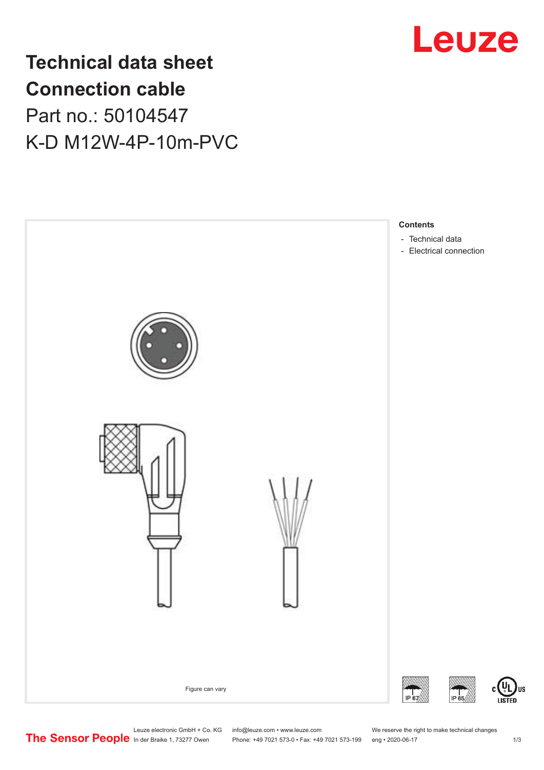# Technical data sheet
# Connection cable

## Part no.: 50104547

## K-D M12W-4P-10m-PVC

Figure can vary

**Contents**

- Technical data
- Electrical connection

IP 67

IP 65

c UL US LISTED

The Sensor People

Leuze electronic GmbH + Co. KG
In der Braike 1, 73277 Owen

info@leuze.com • www.leuze.com
Phone: +49 7021 573-0 • Fax: +49 7021 573-199

We reserve the right to make technical changes
eng • 2020-06-17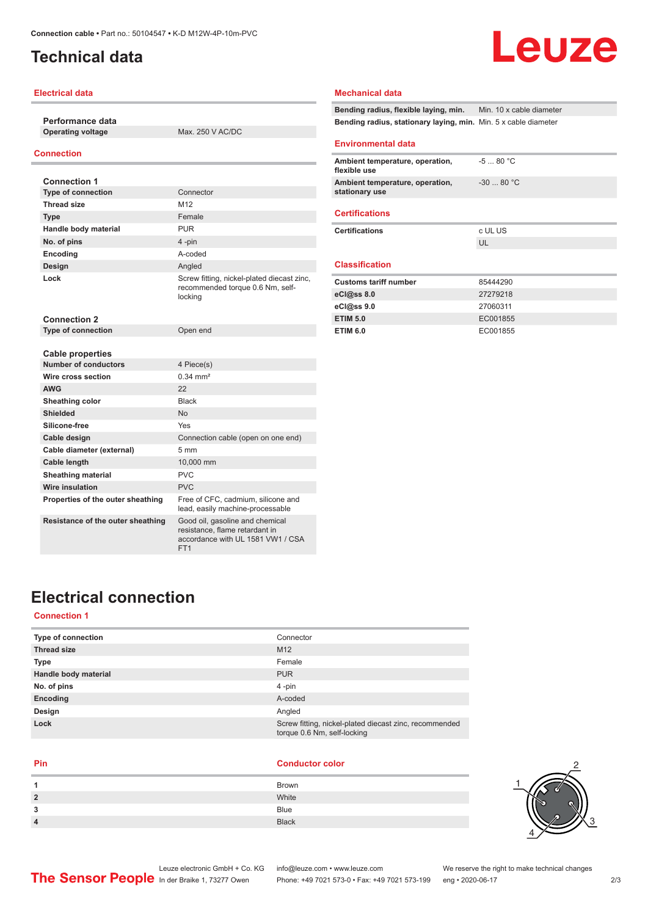# Technical data

## Electrical data

| | |
|---|---|
| **Performance data** | |
| **Operating voltage** | Max. 250 V AC/DC |

## Connection

| | |
|---|---|
| **Connection 1** | |
| **Type of connection** | Connector |
| **Thread size** | M12 |
| **Type** | Female |
| **Handle body material** | PUR |
| **No. of pins** | 4 -pin |
| **Encoding** | A-coded |
| **Design** | Angled |
| **Lock** | Screw fitting, nickel-plated diecast zinc, recommended torque 0.6 Nm, self-locking |

| | |
|---|---|
| **Connection 2** | |
| **Type of connection** | Open end |

| | |
|---|---|
| **Cable properties** | |
| **Number of conductors** | 4 Piece(s) |
| **Wire cross section** | 0.34 mm² |
| **AWG** | 22 |
| **Sheathing color** | Black |
| **Shielded** | No |
| **Silicone-free** | Yes |
| **Cable design** | Connection cable (open on one end) |
| **Cable diameter (external)** | 5 mm |
| **Cable length** | 10,000 mm |
| **Sheathing material** | PVC |
| **Wire insulation** | PVC |
| **Properties of the outer sheathing** | Free of CFC, cadmium, silicone and lead, easily machine-processable |
| **Resistance of the outer sheathing** | Good oil, gasoline and chemical resistance, flame retardant in accordance with UL 1581 VW1 / CSA FT1 |

## Mechanical data

| | |
|---|---|
| **Bending radius, flexible laying, min.** | Min. 10 x cable diameter |
| **Bending radius, stationary laying, min.** | Min. 5 x cable diameter |

## Environmental data

| | |
|---|---|
| **Ambient temperature, operation, flexible use** | -5 ... 80 °C |
| **Ambient temperature, operation, stationary use** | -30 ... 80 °C |

## Certifications

| | |
|---|---|
| **Certifications** | c UL US |
| | UL |

## Classification

| | |
|---|---|
| **Customs tariff number** | 85444290 |
| **eCl@ss 8.0** | 27279218 |
| **eCl@ss 9.0** | 27060311 |
| **ETIM 5.0** | EC001855 |
| **ETIM 6.0** | EC001855 |

# Electrical connection

## Connection 1

| | |
|---|---|
| **Type of connection** | Connector |
| **Thread size** | M12 |
| **Type** | Female |
| **Handle body material** | PUR |
| **No. of pins** | 4 -pin |
| **Encoding** | A-coded |
| **Design** | Angled |
| **Lock** | Screw fitting, nickel-plated diecast zinc, recommended torque 0.6 Nm, self-locking |

| Pin | Conductor color |
|---|---|
| **1** | Brown |
| **2** | White |
| **3** | Blue |
| **4** | Black |

1
2
3
4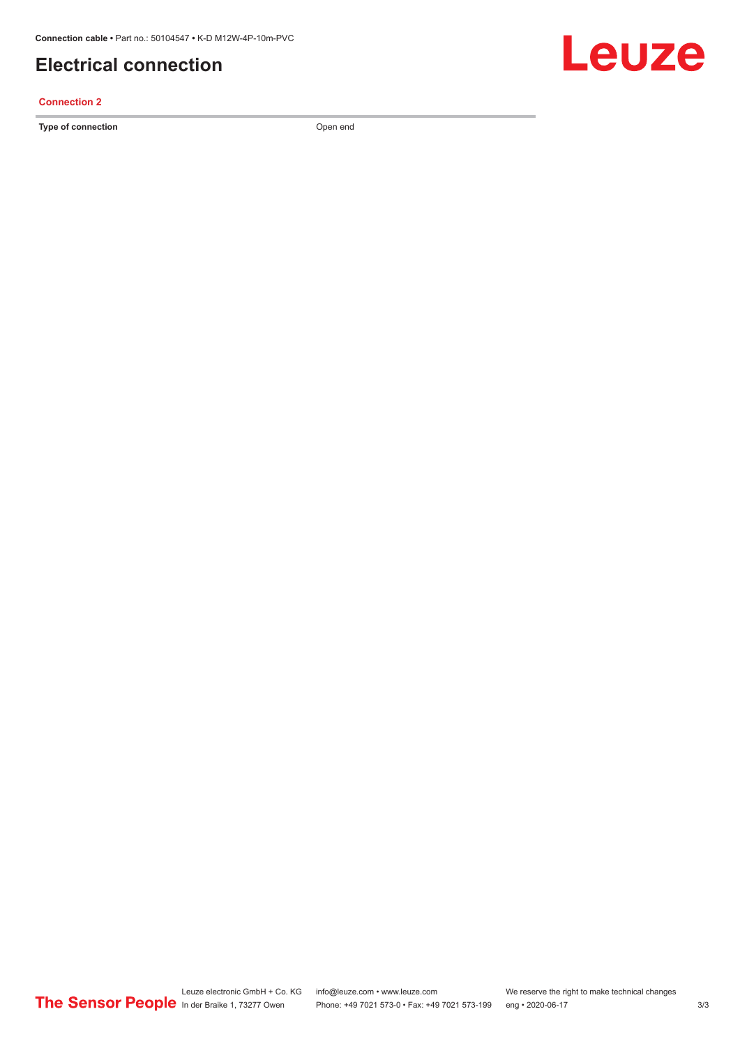# Electrical connection

## Connection 2

| | |
|---|---|
| **Type of connection** | Open end |